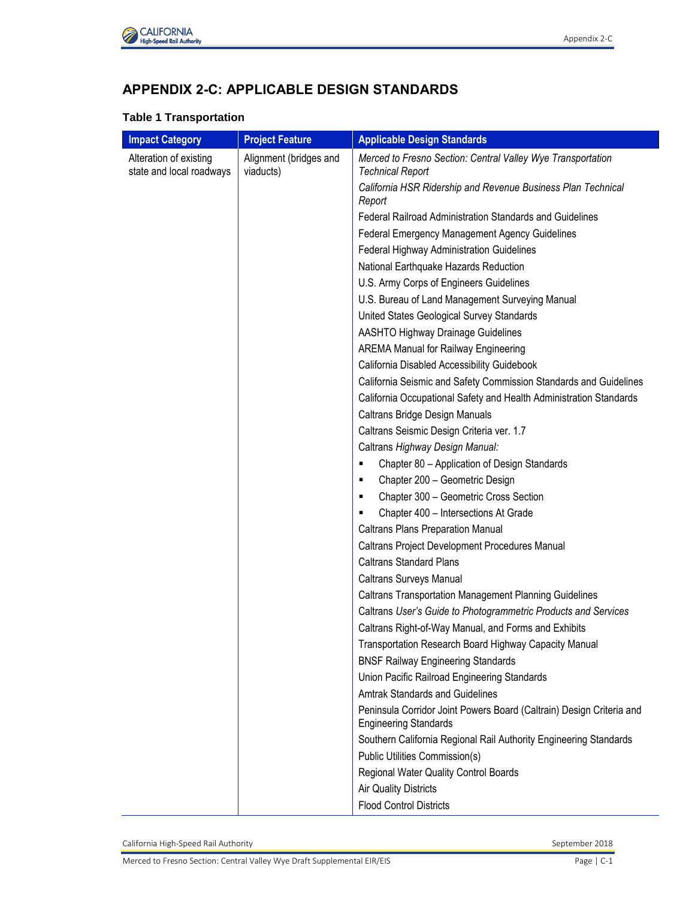# APPENDIX 2-C: APPLICABLE DESIGN STANDARDS

### Table 1 Transportation

| Impact Category | Project Feature | Applicable Design Standards |
|---|---|---|
| Alteration of existing state and local roadways | Alignment (bridges and viaducts) | *Merced to Fresno Section: Central Valley Wye Transportation Technical Report* |
| | | *California HSR Ridership and Revenue Business Plan Technical Report* |
| | | Federal Railroad Administration Standards and Guidelines |
| | | Federal Emergency Management Agency Guidelines |
| | | Federal Highway Administration Guidelines |
| | | National Earthquake Hazards Reduction |
| | | U.S. Army Corps of Engineers Guidelines |
| | | U.S. Bureau of Land Management Surveying Manual |
| | | United States Geological Survey Standards |
| | | AASHTO Highway Drainage Guidelines |
| | | AREMA Manual for Railway Engineering |
| | | California Disabled Accessibility Guidebook |
| | | California Seismic and Safety Commission Standards and Guidelines |
| | | California Occupational Safety and Health Administration Standards |
| | | Caltrans Bridge Design Manuals |
| | | Caltrans Seismic Design Criteria ver. 1.7 |
| | | Caltrans *Highway Design Manual:* |
| | | ▪ Chapter 80 – Application of Design Standards |
| | | ▪ Chapter 200 – Geometric Design |
| | | ▪ Chapter 300 – Geometric Cross Section |
| | | ▪ Chapter 400 – Intersections At Grade |
| | | Caltrans Plans Preparation Manual |
| | | Caltrans Project Development Procedures Manual |
| | | Caltrans Standard Plans |
| | | Caltrans Surveys Manual |
| | | Caltrans Transportation Management Planning Guidelines |
| | | Caltrans *User's Guide to Photogrammetric Products and Services* |
| | | Caltrans Right-of-Way Manual, and Forms and Exhibits |
| | | Transportation Research Board Highway Capacity Manual |
| | | BNSF Railway Engineering Standards |
| | | Union Pacific Railroad Engineering Standards |
| | | Amtrak Standards and Guidelines |
| | | Peninsula Corridor Joint Powers Board (Caltrain) Design Criteria and Engineering Standards |
| | | Southern California Regional Rail Authority Engineering Standards |
| | | Public Utilities Commission(s) |
| | | Regional Water Quality Control Boards |
| | | Air Quality Districts |
| | | Flood Control Districts |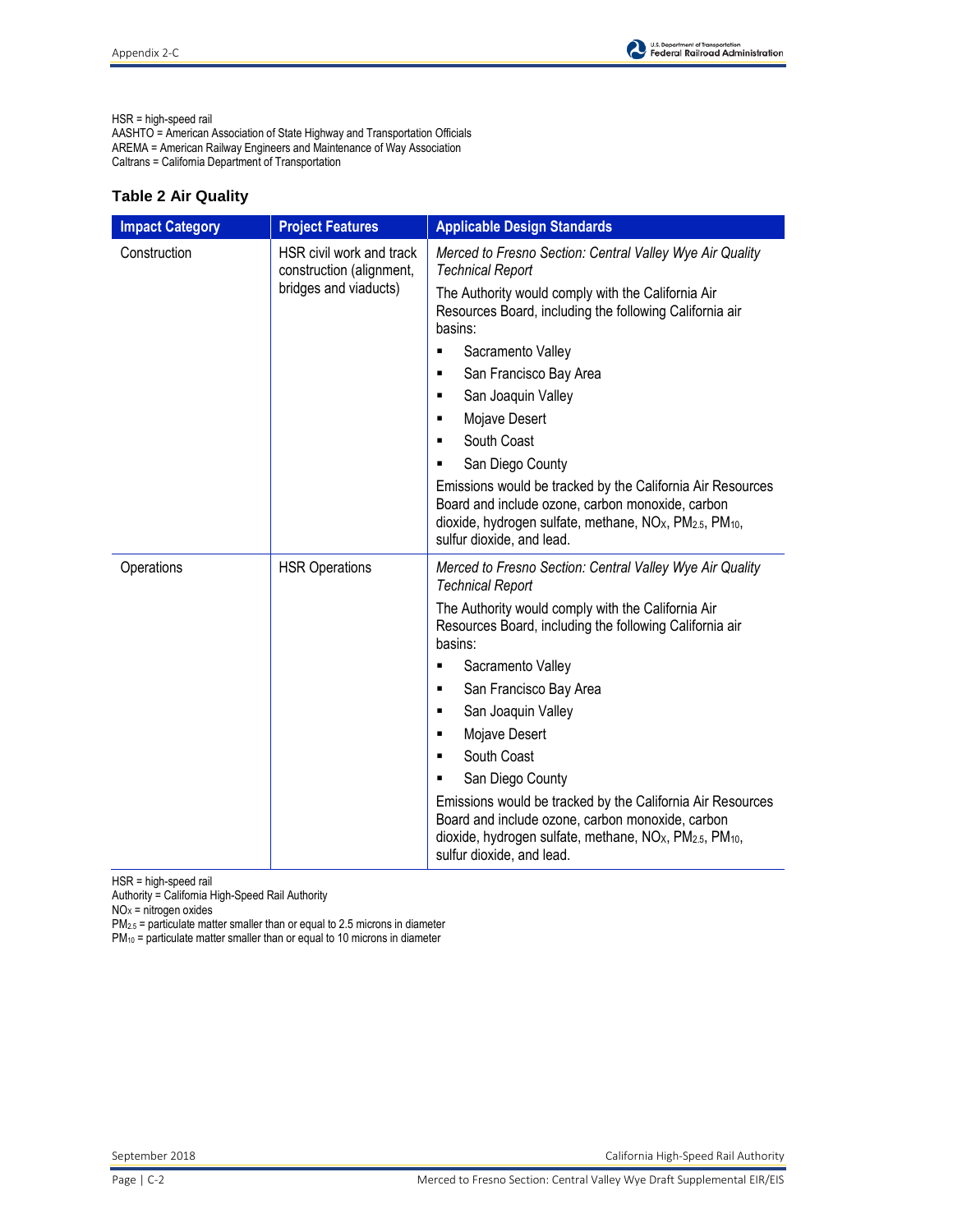HSR = high-speed rail
AASHTO = American Association of State Highway and Transportation Officials
AREMA = American Railway Engineers and Maintenance of Way Association
Caltrans = California Department of Transportation

### Table 2 Air Quality

| Impact Category | Project Features | Applicable Design Standards |
|---|---|---|
| Construction | HSR civil work and track construction (alignment, bridges and viaducts) | *Merced to Fresno Section: Central Valley Wye Air Quality Technical Report*<br>The Authority would comply with the California Air Resources Board, including the following California air basins:<br>▪ Sacramento Valley<br>▪ San Francisco Bay Area<br>▪ San Joaquin Valley<br>▪ Mojave Desert<br>▪ South Coast<br>▪ San Diego County<br>Emissions would be tracked by the California Air Resources Board and include ozone, carbon monoxide, carbon dioxide, hydrogen sulfate, methane, $NO_X$, $PM_{2.5}$, $PM_{10}$, sulfur dioxide, and lead. |
| Operations | HSR Operations | *Merced to Fresno Section: Central Valley Wye Air Quality Technical Report*<br>The Authority would comply with the California Air Resources Board, including the following California air basins:<br>▪ Sacramento Valley<br>▪ San Francisco Bay Area<br>▪ San Joaquin Valley<br>▪ Mojave Desert<br>▪ South Coast<br>▪ San Diego County<br>Emissions would be tracked by the California Air Resources Board and include ozone, carbon monoxide, carbon dioxide, hydrogen sulfate, methane, $NO_X$, $PM_{2.5}$, $PM_{10}$, sulfur dioxide, and lead. |

HSR = high-speed rail
Authority = California High-Speed Rail Authority
$NO_X$ = nitrogen oxides
$PM_{2.5}$ = particulate matter smaller than or equal to 2.5 microns in diameter
$PM_{10}$ = particulate matter smaller than or equal to 10 microns in diameter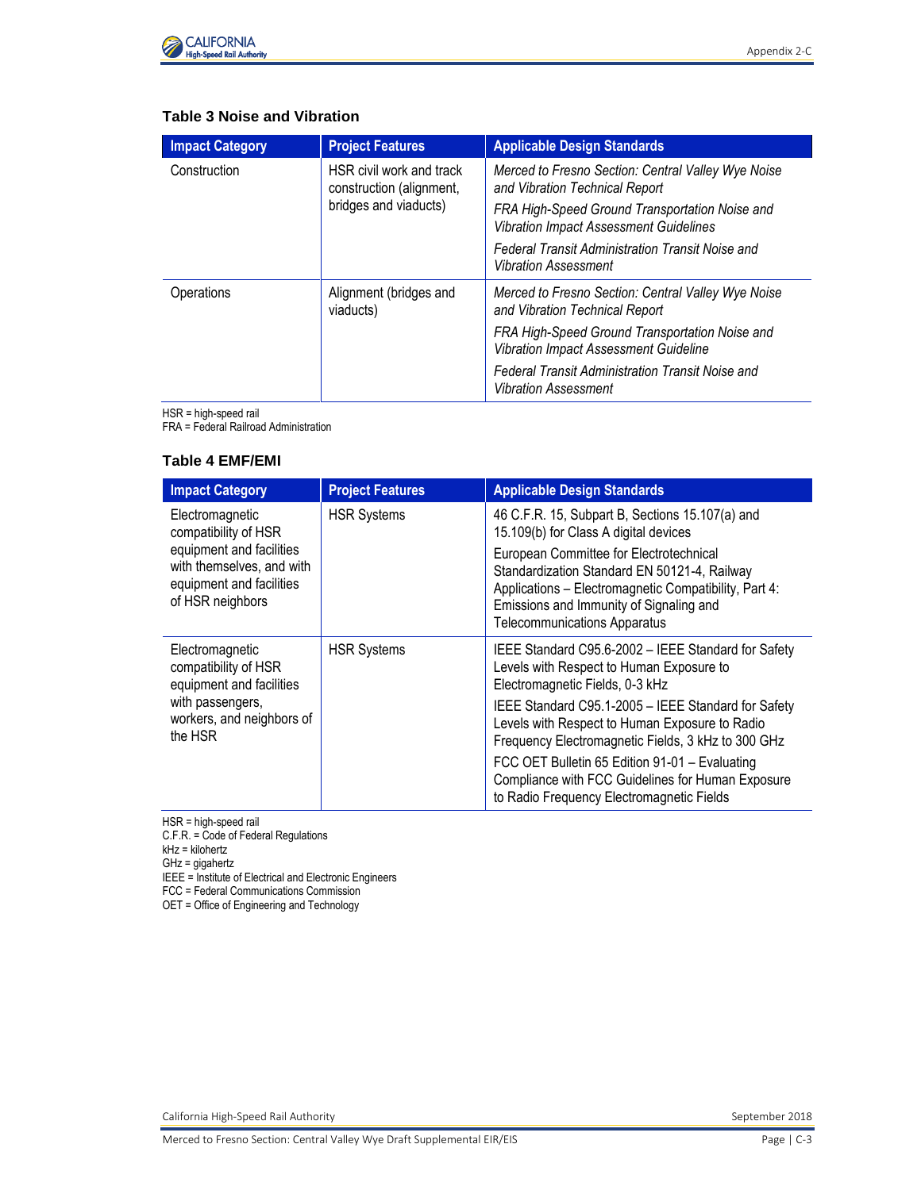**Table 3 Noise and Vibration**

| Impact Category | Project Features | Applicable Design Standards |
|---|---|---|
| Construction | HSR civil work and track construction (alignment, bridges and viaducts) | *Merced to Fresno Section: Central Valley Wye Noise and Vibration Technical Report*<br>*FRA High-Speed Ground Transportation Noise and Vibration Impact Assessment Guidelines*<br>*Federal Transit Administration Transit Noise and Vibration Assessment* |
| Operations | Alignment (bridges and viaducts) | *Merced to Fresno Section: Central Valley Wye Noise and Vibration Technical Report*<br>*FRA High-Speed Ground Transportation Noise and Vibration Impact Assessment Guideline*<br>*Federal Transit Administration Transit Noise and Vibration Assessment* |

HSR = high-speed rail
FRA = Federal Railroad Administration

**Table 4 EMF/EMI**

| Impact Category | Project Features | Applicable Design Standards |
|---|---|---|
| Electromagnetic compatibility of HSR equipment and facilities with themselves, and with equipment and facilities of HSR neighbors | HSR Systems | 46 C.F.R. 15, Subpart B, Sections 15.107(a) and 15.109(b) for Class A digital devices<br>European Committee for Electrotechnical Standardization Standard EN 50121-4, Railway Applications – Electromagnetic Compatibility, Part 4: Emissions and Immunity of Signaling and Telecommunications Apparatus |
| Electromagnetic compatibility of HSR equipment and facilities with passengers, workers, and neighbors of the HSR | HSR Systems | IEEE Standard C95.6-2002 – IEEE Standard for Safety Levels with Respect to Human Exposure to Electromagnetic Fields, 0-3 kHz<br>IEEE Standard C95.1-2005 – IEEE Standard for Safety Levels with Respect to Human Exposure to Radio Frequency Electromagnetic Fields, 3 kHz to 300 GHz<br>FCC OET Bulletin 65 Edition 91-01 – Evaluating Compliance with FCC Guidelines for Human Exposure to Radio Frequency Electromagnetic Fields |

HSR = high-speed rail
C.F.R. = Code of Federal Regulations
kHz = kilohertz
GHz = gigahertz
IEEE = Institute of Electrical and Electronic Engineers
FCC = Federal Communications Commission
OET = Office of Engineering and Technology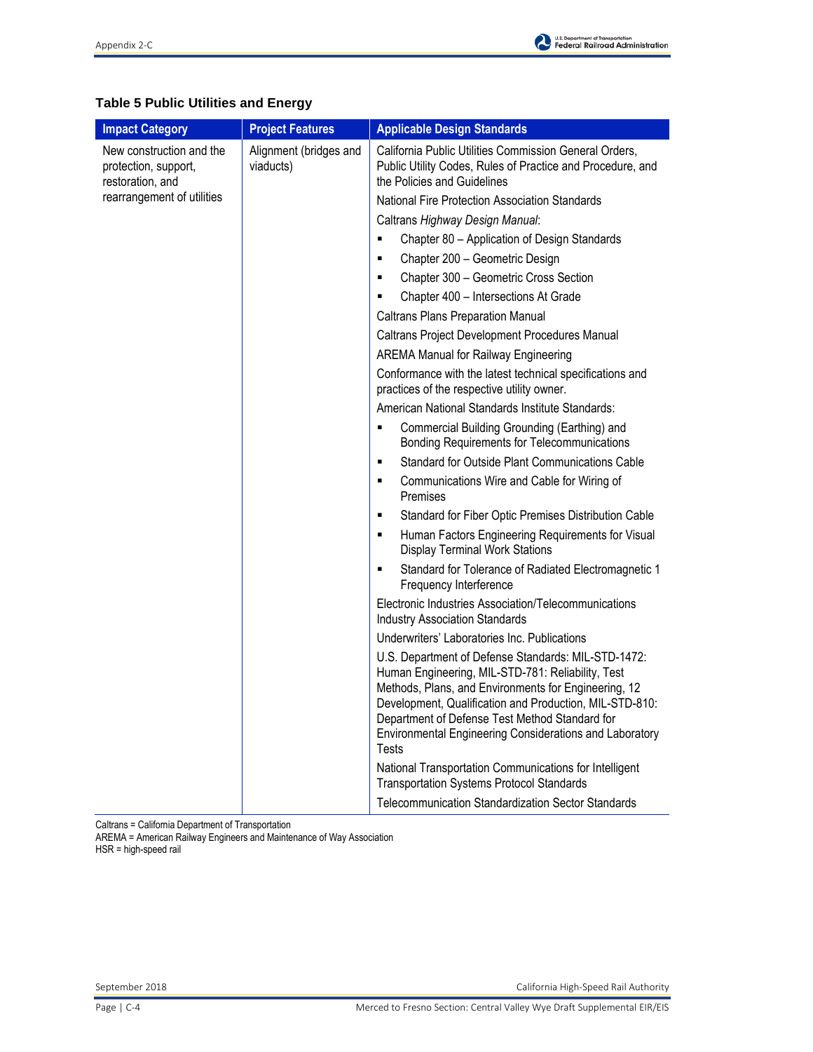**Table 5 Public Utilities and Energy**

| Impact Category | Project Features | Applicable Design Standards |
|---|---|---|
| New construction and the protection, support, restoration, and rearrangement of utilities | Alignment (bridges and viaducts) | California Public Utilities Commission General Orders, Public Utility Codes, Rules of Practice and Procedure, and the Policies and Guidelines<br>National Fire Protection Association Standards<br>Caltrans *Highway Design Manual*:<br>▪ Chapter 80 – Application of Design Standards<br>▪ Chapter 200 – Geometric Design<br>▪ Chapter 300 – Geometric Cross Section<br>▪ Chapter 400 – Intersections At Grade<br>Caltrans Plans Preparation Manual<br>Caltrans Project Development Procedures Manual<br>AREMA Manual for Railway Engineering<br>Conformance with the latest technical specifications and practices of the respective utility owner.<br>American National Standards Institute Standards:<br>▪ Commercial Building Grounding (Earthing) and Bonding Requirements for Telecommunications<br>▪ Standard for Outside Plant Communications Cable<br>▪ Communications Wire and Cable for Wiring of Premises<br>▪ Standard for Fiber Optic Premises Distribution Cable<br>▪ Human Factors Engineering Requirements for Visual Display Terminal Work Stations<br>▪ Standard for Tolerance of Radiated Electromagnetic 1 Frequency Interference<br>Electronic Industries Association/Telecommunications Industry Association Standards<br>Underwriters' Laboratories Inc. Publications<br>U.S. Department of Defense Standards: MIL-STD-1472: Human Engineering, MIL-STD-781: Reliability, Test Methods, Plans, and Environments for Engineering, 12 Development, Qualification and Production, MIL-STD-810: Department of Defense Test Method Standard for Environmental Engineering Considerations and Laboratory Tests<br>National Transportation Communications for Intelligent Transportation Systems Protocol Standards<br>Telecommunication Standardization Sector Standards |

Caltrans = California Department of Transportation
AREMA = American Railway Engineers and Maintenance of Way Association
HSR = high-speed rail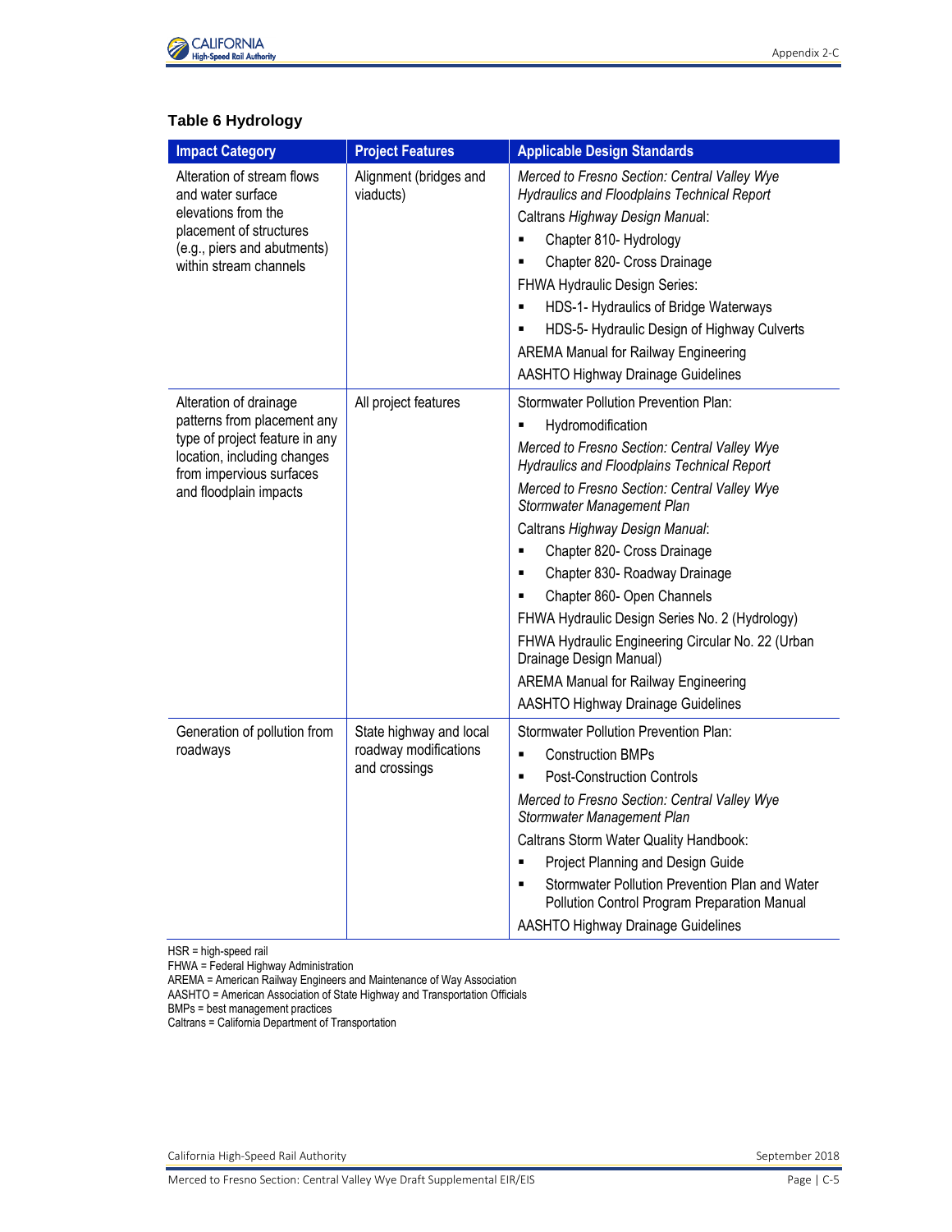**Table 6 Hydrology**

| Impact Category | Project Features | Applicable Design Standards |
|---|---|---|
| Alteration of stream flows and water surface elevations from the placement of structures (e.g., piers and abutments) within stream channels | Alignment (bridges and viaducts) | *Merced to Fresno Section: Central Valley Wye Hydraulics and Floodplains Technical Report*<br>Caltrans *Highway Design Manual*:<br>▪ Chapter 810- Hydrology<br>▪ Chapter 820- Cross Drainage<br>FHWA Hydraulic Design Series:<br>▪ HDS-1- Hydraulics of Bridge Waterways<br>▪ HDS-5- Hydraulic Design of Highway Culverts<br>AREMA Manual for Railway Engineering<br>AASHTO Highway Drainage Guidelines |
| Alteration of drainage patterns from placement any type of project feature in any location, including changes from impervious surfaces and floodplain impacts | All project features | Stormwater Pollution Prevention Plan:<br>▪ Hydromodification<br>*Merced to Fresno Section: Central Valley Wye Hydraulics and Floodplains Technical Report*<br>*Merced to Fresno Section: Central Valley Wye Stormwater Management Plan*<br>Caltrans *Highway Design Manual*:<br>▪ Chapter 820- Cross Drainage<br>▪ Chapter 830- Roadway Drainage<br>▪ Chapter 860- Open Channels<br>FHWA Hydraulic Design Series No. 2 (Hydrology)<br>FHWA Hydraulic Engineering Circular No. 22 (Urban Drainage Design Manual)<br>AREMA Manual for Railway Engineering<br>AASHTO Highway Drainage Guidelines |
| Generation of pollution from roadways | State highway and local roadway modifications and crossings | Stormwater Pollution Prevention Plan:<br>▪ Construction BMPs<br>▪ Post-Construction Controls<br>*Merced to Fresno Section: Central Valley Wye Stormwater Management Plan*<br>Caltrans Storm Water Quality Handbook:<br>▪ Project Planning and Design Guide<br>▪ Stormwater Pollution Prevention Plan and Water Pollution Control Program Preparation Manual<br>AASHTO Highway Drainage Guidelines |

HSR = high-speed rail
FHWA = Federal Highway Administration
AREMA = American Railway Engineers and Maintenance of Way Association
AASHTO = American Association of State Highway and Transportation Officials
BMPs = best management practices
Caltrans = California Department of Transportation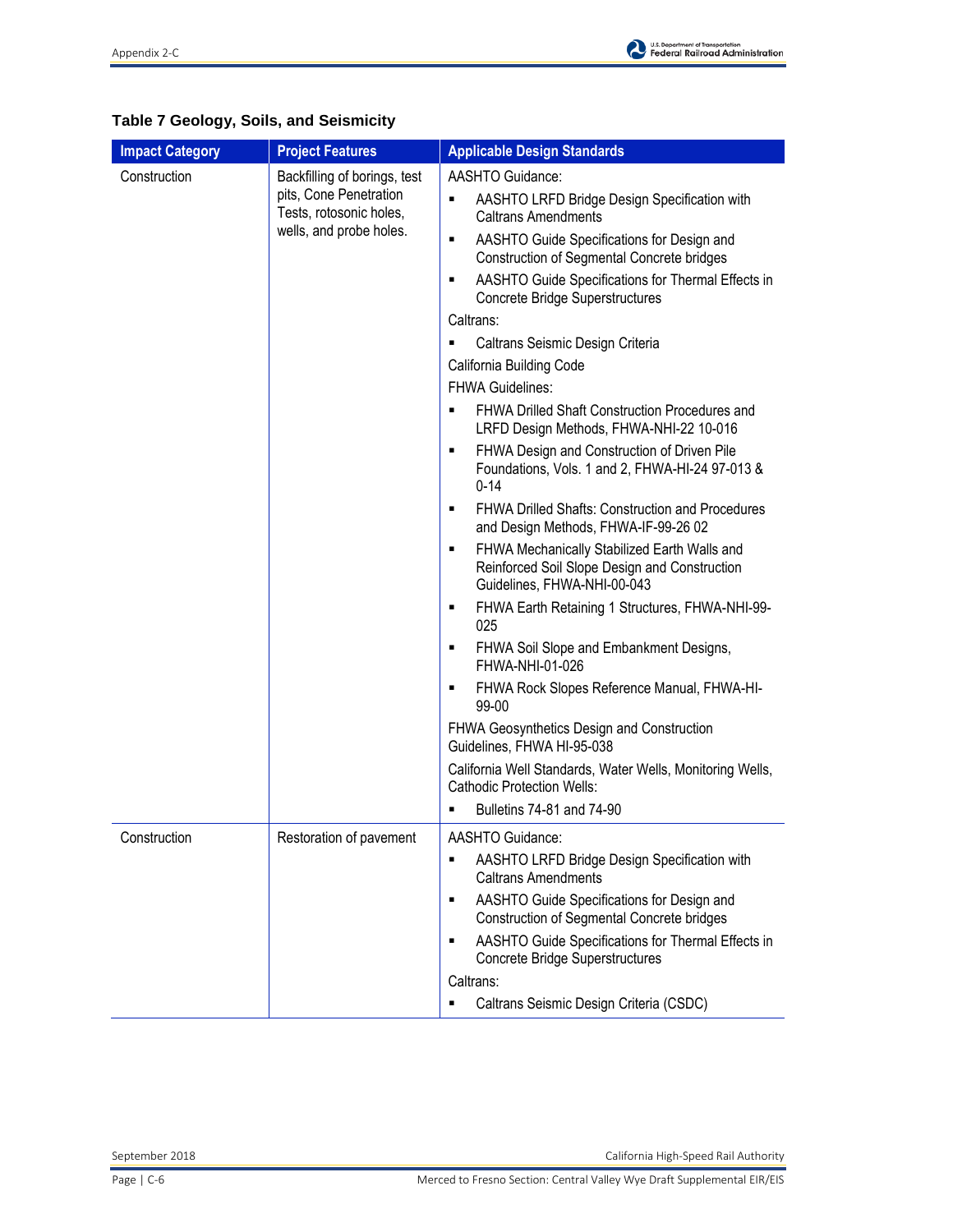**Table 7 Geology, Soils, and Seismicity**

| Impact Category | Project Features | Applicable Design Standards |
|---|---|---|
| Construction | Backfilling of borings, test pits, Cone Penetration Tests, rotosonic holes, wells, and probe holes. | AASHTO Guidance:<br>▪ AASHTO LRFD Bridge Design Specification with Caltrans Amendments<br>▪ AASHTO Guide Specifications for Design and Construction of Segmental Concrete bridges<br>▪ AASHTO Guide Specifications for Thermal Effects in Concrete Bridge Superstructures<br>Caltrans:<br>▪ Caltrans Seismic Design Criteria<br>California Building Code<br>FHWA Guidelines:<br>▪ FHWA Drilled Shaft Construction Procedures and LRFD Design Methods, FHWA-NHI-22 10-016<br>▪ FHWA Design and Construction of Driven Pile Foundations, Vols. 1 and 2, FHWA-HI-24 97-013 & 0-14<br>▪ FHWA Drilled Shafts: Construction and Procedures and Design Methods, FHWA-IF-99-26 02<br>▪ FHWA Mechanically Stabilized Earth Walls and Reinforced Soil Slope Design and Construction Guidelines, FHWA-NHI-00-043<br>▪ FHWA Earth Retaining 1 Structures, FHWA-NHI-99-025<br>▪ FHWA Soil Slope and Embankment Designs, FHWA-NHI-01-026<br>▪ FHWA Rock Slopes Reference Manual, FHWA-HI-99-00<br>FHWA Geosynthetics Design and Construction Guidelines, FHWA HI-95-038<br>California Well Standards, Water Wells, Monitoring Wells, Cathodic Protection Wells:<br>▪ Bulletins 74-81 and 74-90 |
| Construction | Restoration of pavement | AASHTO Guidance:<br>▪ AASHTO LRFD Bridge Design Specification with Caltrans Amendments<br>▪ AASHTO Guide Specifications for Design and Construction of Segmental Concrete bridges<br>▪ AASHTO Guide Specifications for Thermal Effects in Concrete Bridge Superstructures<br>Caltrans:<br>▪ Caltrans Seismic Design Criteria (CSDC) |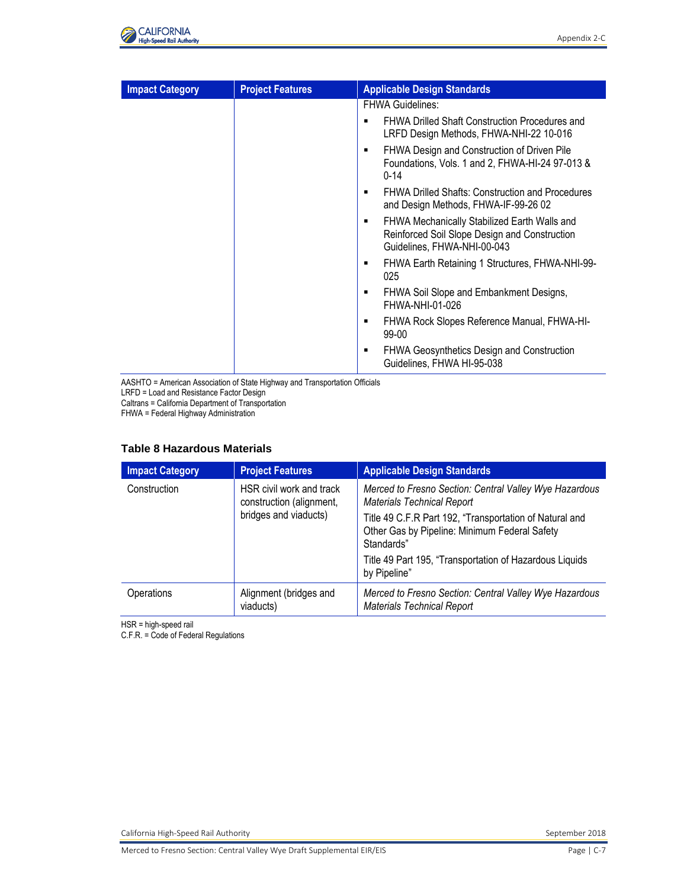| Impact Category | Project Features | Applicable Design Standards |
|---|---|---|
| | | FHWA Guidelines:<br>▪ FHWA Drilled Shaft Construction Procedures and LRFD Design Methods, FHWA-NHI-22 10-016<br>▪ FHWA Design and Construction of Driven Pile Foundations, Vols. 1 and 2, FHWA-HI-24 97-013 & 0-14<br>▪ FHWA Drilled Shafts: Construction and Procedures and Design Methods, FHWA-IF-99-26 02<br>▪ FHWA Mechanically Stabilized Earth Walls and Reinforced Soil Slope Design and Construction Guidelines, FHWA-NHI-00-043<br>▪ FHWA Earth Retaining 1 Structures, FHWA-NHI-99-025<br>▪ FHWA Soil Slope and Embankment Designs, FHWA-NHI-01-026<br>▪ FHWA Rock Slopes Reference Manual, FHWA-HI-99-00<br>▪ FHWA Geosynthetics Design and Construction Guidelines, FHWA HI-95-038 |

AASHTO = American Association of State Highway and Transportation Officials
LRFD = Load and Resistance Factor Design
Caltrans = California Department of Transportation
FHWA = Federal Highway Administration

### Table 8 Hazardous Materials

| Impact Category | Project Features | Applicable Design Standards |
|---|---|---|
| Construction | HSR civil work and track construction (alignment, bridges and viaducts) | *Merced to Fresno Section: Central Valley Wye Hazardous Materials Technical Report*<br>Title 49 C.F.R Part 192, "Transportation of Natural and Other Gas by Pipeline: Minimum Federal Safety Standards"<br>Title 49 Part 195, "Transportation of Hazardous Liquids by Pipeline" |
| Operations | Alignment (bridges and viaducts) | *Merced to Fresno Section: Central Valley Wye Hazardous Materials Technical Report* |

HSR = high-speed rail
C.F.R. = Code of Federal Regulations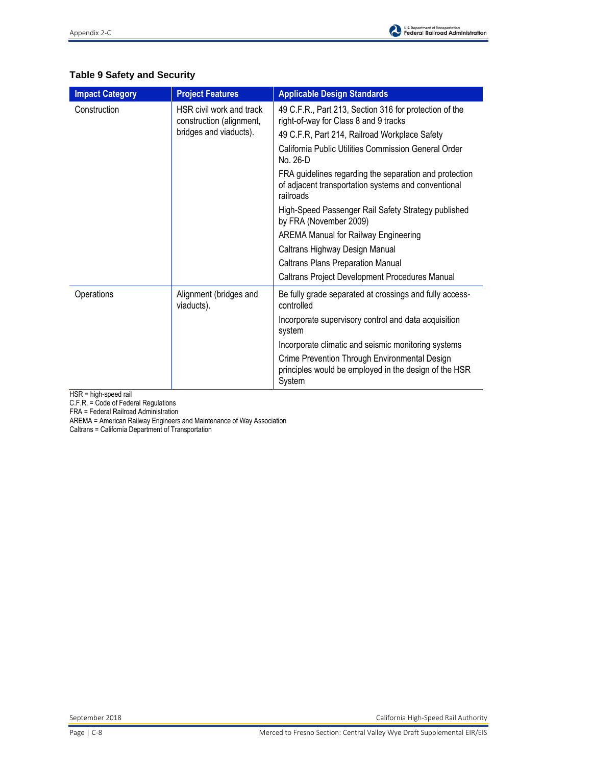**Table 9 Safety and Security**

| Impact Category | Project Features | Applicable Design Standards |
|---|---|---|
| Construction | HSR civil work and track construction (alignment, bridges and viaducts). | 49 C.F.R., Part 213, Section 316 for protection of the right-of-way for Class 8 and 9 tracks<br>49 C.F.R, Part 214, Railroad Workplace Safety<br>California Public Utilities Commission General Order No. 26-D<br>FRA guidelines regarding the separation and protection of adjacent transportation systems and conventional railroads<br>High-Speed Passenger Rail Safety Strategy published by FRA (November 2009)<br>AREMA Manual for Railway Engineering<br>Caltrans Highway Design Manual<br>Caltrans Plans Preparation Manual<br>Caltrans Project Development Procedures Manual |
| Operations | Alignment (bridges and viaducts). | Be fully grade separated at crossings and fully access-controlled<br>Incorporate supervisory control and data acquisition system<br>Incorporate climatic and seismic monitoring systems<br>Crime Prevention Through Environmental Design principles would be employed in the design of the HSR System |

HSR = high-speed rail
C.F.R. = Code of Federal Regulations
FRA = Federal Railroad Administration
AREMA = American Railway Engineers and Maintenance of Way Association
Caltrans = California Department of Transportation